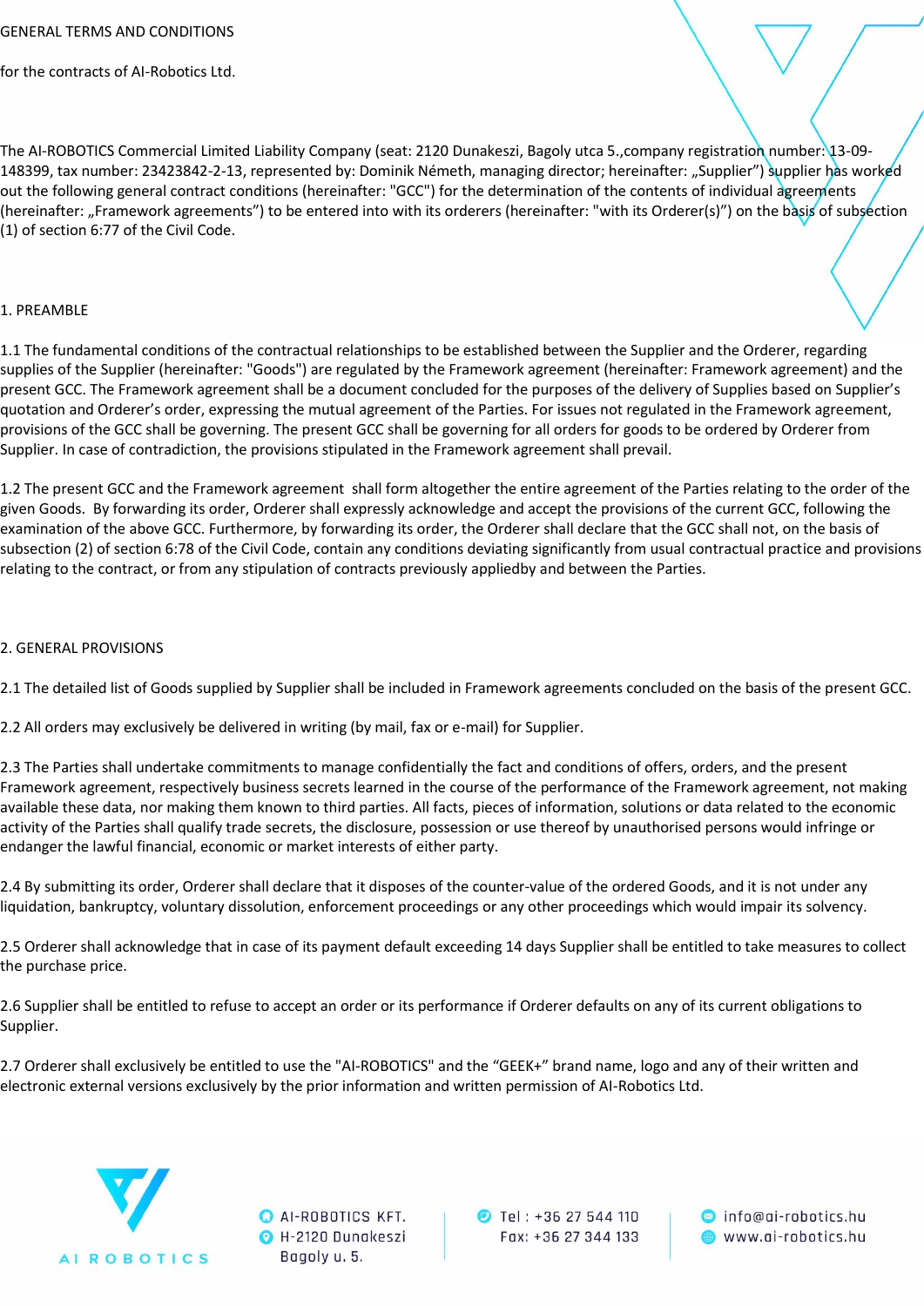GENERAL TERMS AND CONDITIONS

for the contracts of AI-Robotics Ltd.

The AI-ROBOTICS Commercial Limited Liability Company (seat: 2120 Dunakeszi, Bagoly utca 5.,company registration number: 13-09-148399, tax number: 23423842-2-13, represented by: Dominik Németh, managing director; hereinafter: „Supplier") supplier has worked out the following general contract conditions (hereinafter: "GCC") for the determination of the contents of individual agreements (hereinafter: „Framework agreements") to be entered into with its orderers (hereinafter: "with its Orderer(s)") on the basis of subsection (1) of section 6:77 of the Civil Code.

## 1. PREAMBLE

1.1 The fundamental conditions of the contractual relationships to be established between the Supplier and the Orderer, regarding supplies of the Supplier (hereinafter: "Goods") are regulated by the Framework agreement (hereinafter: Framework agreement) and the present GCC. The Framework agreement shall be a document concluded for the purposes of the delivery of Supplies based on Supplier's quotation and Orderer's order, expressing the mutual agreement of the Parties. For issues not regulated in the Framework agreement, provisions of the GCC shall be governing. The present GCC shall be governing for all orders for goods to be ordered by Orderer from Supplier. In case of contradiction, the provisions stipulated in the Framework agreement shall prevail.

1.2 The present GCC and the Framework agreement shall form altogether the entire agreement of the Parties relating to the order of the given Goods. By forwarding its order, Orderer shall expressly acknowledge and accept the provisions of the current GCC, following the examination of the above GCC. Furthermore, by forwarding its order, the Orderer shall declare that the GCC shall not, on the basis of subsection (2) of section 6:78 of the Civil Code, contain any conditions deviating significantly from usual contractual practice and provisions relating to the contract, or from any stipulation of contracts previously appliedby and between the Parties.

## 2. GENERAL PROVISIONS

2.1 The detailed list of Goods supplied by Supplier shall be included in Framework agreements concluded on the basis of the present GCC.

2.2 All orders may exclusively be delivered in writing (by mail, fax or e-mail) for Supplier.

2.3 The Parties shall undertake commitments to manage confidentially the fact and conditions of offers, orders, and the present Framework agreement, respectively business secrets learned in the course of the performance of the Framework agreement, not making available these data, nor making them known to third parties. All facts, pieces of information, solutions or data related to the economic activity of the Parties shall qualify trade secrets, the disclosure, possession or use thereof by unauthorised persons would infringe or endanger the lawful financial, economic or market interests of either party.

2.4 By submitting its order, Orderer shall declare that it disposes of the counter-value of the ordered Goods, and it is not under any liquidation, bankruptcy, voluntary dissolution, enforcement proceedings or any other proceedings which would impair its solvency.

2.5 Orderer shall acknowledge that in case of its payment default exceeding 14 days Supplier shall be entitled to take measures to collect the purchase price.

2.6 Supplier shall be entitled to refuse to accept an order or its performance if Orderer defaults on any of its current obligations to Supplier.

2.7 Orderer shall exclusively be entitled to use the "AI-ROBOTICS" and the "GEEK+" brand name, logo and any of their written and electronic external versions exclusively by the prior information and written permission of AI-Robotics Ltd.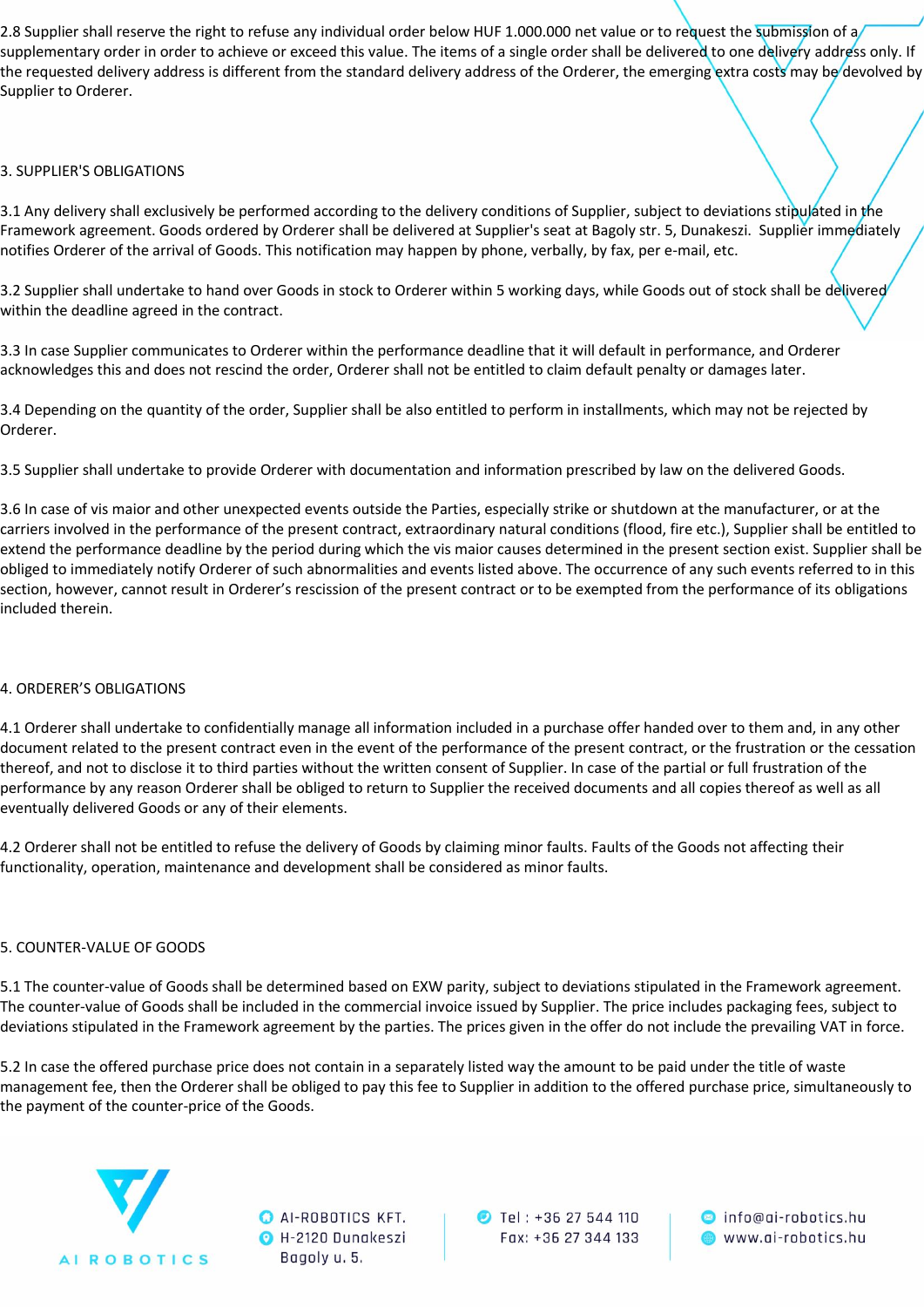2.8 Supplier shall reserve the right to refuse any individual order below HUF 1.000.000 net value or to request the submission of a supplementary order in order to achieve or exceed this value. The items of a single order shall be delivered to one delivery address only. If the requested delivery address is different from the standard delivery address of the Orderer, the emerging extra costs may be devolved by Supplier to Orderer.

## 3. SUPPLIER'S OBLIGATIONS

3.1 Any delivery shall exclusively be performed according to the delivery conditions of Supplier, subject to deviations stipulated in the Framework agreement. Goods ordered by Orderer shall be delivered at Supplier's seat at Bagoly str. 5, Dunakeszi. Supplier immediately notifies Orderer of the arrival of Goods. This notification may happen by phone, verbally, by fax, per e-mail, etc.

3.2 Supplier shall undertake to hand over Goods in stock to Orderer within 5 working days, while Goods out of stock shall be delivered within the deadline agreed in the contract.

3.3 In case Supplier communicates to Orderer within the performance deadline that it will default in performance, and Orderer acknowledges this and does not rescind the order, Orderer shall not be entitled to claim default penalty or damages later.

3.4 Depending on the quantity of the order, Supplier shall be also entitled to perform in installments, which may not be rejected by Orderer.

3.5 Supplier shall undertake to provide Orderer with documentation and information prescribed by law on the delivered Goods.

3.6 In case of vis maior and other unexpected events outside the Parties, especially strike or shutdown at the manufacturer, or at the carriers involved in the performance of the present contract, extraordinary natural conditions (flood, fire etc.), Supplier shall be entitled to extend the performance deadline by the period during which the vis maior causes determined in the present section exist. Supplier shall be obliged to immediately notify Orderer of such abnormalities and events listed above. The occurrence of any such events referred to in this section, however, cannot result in Orderer's rescission of the present contract or to be exempted from the performance of its obligations included therein.

## 4. ORDERER'S OBLIGATIONS

4.1 Orderer shall undertake to confidentially manage all information included in a purchase offer handed over to them and, in any other document related to the present contract even in the event of the performance of the present contract, or the frustration or the cessation thereof, and not to disclose it to third parties without the written consent of Supplier. In case of the partial or full frustration of the performance by any reason Orderer shall be obliged to return to Supplier the received documents and all copies thereof as well as all eventually delivered Goods or any of their elements.

4.2 Orderer shall not be entitled to refuse the delivery of Goods by claiming minor faults. Faults of the Goods not affecting their functionality, operation, maintenance and development shall be considered as minor faults.

## 5. COUNTER-VALUE OF GOODS

5.1 The counter-value of Goods shall be determined based on EXW parity, subject to deviations stipulated in the Framework agreement. The counter-value of Goods shall be included in the commercial invoice issued by Supplier. The price includes packaging fees, subject to deviations stipulated in the Framework agreement by the parties. The prices given in the offer do not include the prevailing VAT in force.

5.2 In case the offered purchase price does not contain in a separately listed way the amount to be paid under the title of waste management fee, then the Orderer shall be obliged to pay this fee to Supplier in addition to the offered purchase price, simultaneously to the payment of the counter-price of the Goods.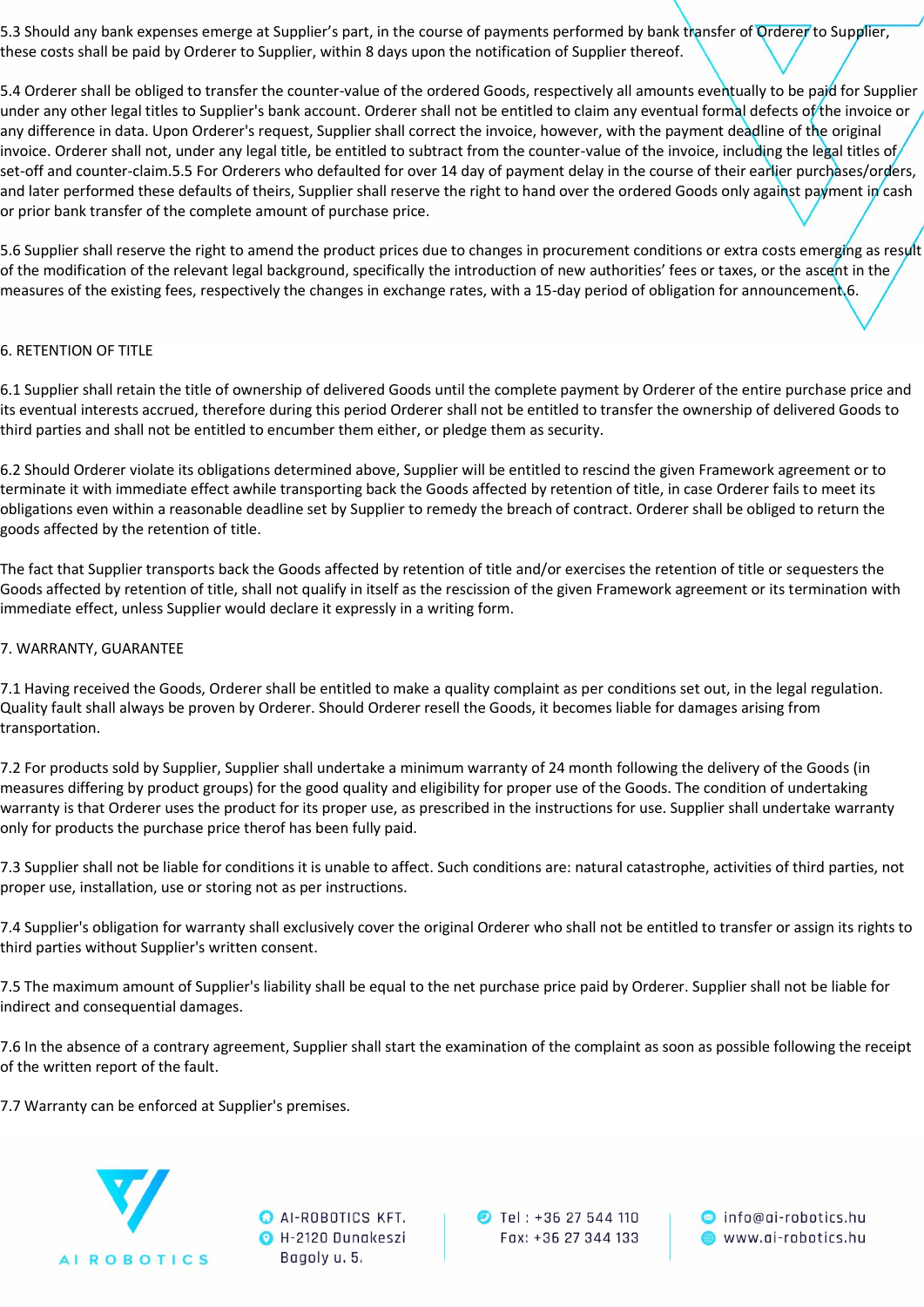5.3 Should any bank expenses emerge at Supplier's part, in the course of payments performed by bank transfer of Orderer to Supplier, these costs shall be paid by Orderer to Supplier, within 8 days upon the notification of Supplier thereof.

5.4 Orderer shall be obliged to transfer the counter-value of the ordered Goods, respectively all amounts eventually to be paid for Supplier under any other legal titles to Supplier's bank account. Orderer shall not be entitled to claim any eventual formal defects of the invoice or any difference in data. Upon Orderer's request, Supplier shall correct the invoice, however, with the payment deadline of the original invoice. Orderer shall not, under any legal title, be entitled to subtract from the counter-value of the invoice, including the legal titles of set-off and counter-claim.5.5 For Orderers who defaulted for over 14 day of payment delay in the course of their earlier purchases/orders, and later performed these defaults of theirs, Supplier shall reserve the right to hand over the ordered Goods only against payment in cash or prior bank transfer of the complete amount of purchase price.

5.6 Supplier shall reserve the right to amend the product prices due to changes in procurement conditions or extra costs emerging as result of the modification of the relevant legal background, specifically the introduction of new authorities' fees or taxes, or the ascent in the measures of the existing fees, respectively the changes in exchange rates, with a 15-day period of obligation for announcement.6.

## 6. RETENTION OF TITLE

6.1 Supplier shall retain the title of ownership of delivered Goods until the complete payment by Orderer of the entire purchase price and its eventual interests accrued, therefore during this period Orderer shall not be entitled to transfer the ownership of delivered Goods to third parties and shall not be entitled to encumber them either, or pledge them as security.

6.2 Should Orderer violate its obligations determined above, Supplier will be entitled to rescind the given Framework agreement or to terminate it with immediate effect awhile transporting back the Goods affected by retention of title, in case Orderer fails to meet its obligations even within a reasonable deadline set by Supplier to remedy the breach of contract. Orderer shall be obliged to return the goods affected by the retention of title.

The fact that Supplier transports back the Goods affected by retention of title and/or exercises the retention of title or sequesters the Goods affected by retention of title, shall not qualify in itself as the rescission of the given Framework agreement or its termination with immediate effect, unless Supplier would declare it expressly in a writing form.

## 7. WARRANTY, GUARANTEE

7.1 Having received the Goods, Orderer shall be entitled to make a quality complaint as per conditions set out, in the legal regulation. Quality fault shall always be proven by Orderer. Should Orderer resell the Goods, it becomes liable for damages arising from transportation.

7.2 For products sold by Supplier, Supplier shall undertake a minimum warranty of 24 month following the delivery of the Goods (in measures differing by product groups) for the good quality and eligibility for proper use of the Goods. The condition of undertaking warranty is that Orderer uses the product for its proper use, as prescribed in the instructions for use. Supplier shall undertake warranty only for products the purchase price therof has been fully paid.

7.3 Supplier shall not be liable for conditions it is unable to affect. Such conditions are: natural catastrophe, activities of third parties, not proper use, installation, use or storing not as per instructions.

7.4 Supplier's obligation for warranty shall exclusively cover the original Orderer who shall not be entitled to transfer or assign its rights to third parties without Supplier's written consent.

7.5 The maximum amount of Supplier's liability shall be equal to the net purchase price paid by Orderer. Supplier shall not be liable for indirect and consequential damages.

7.6 In the absence of a contrary agreement, Supplier shall start the examination of the complaint as soon as possible following the receipt of the written report of the fault.

7.7 Warranty can be enforced at Supplier's premises.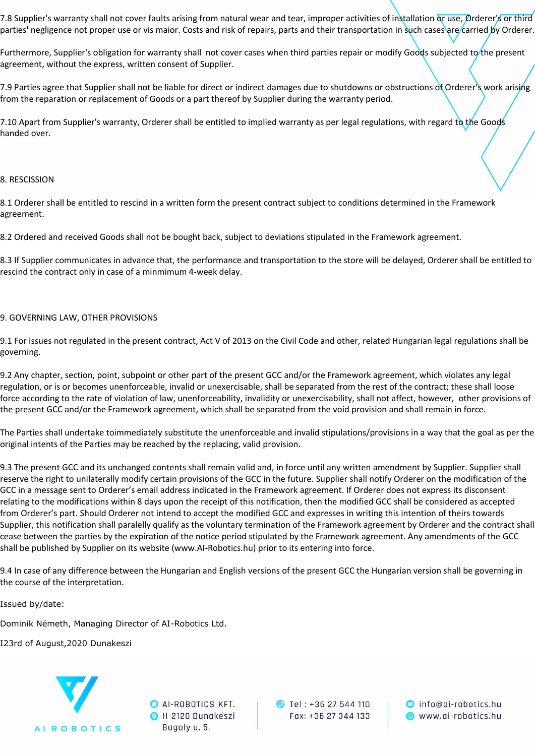7.8 Supplier's warranty shall not cover faults arising from natural wear and tear, improper activities of installation or use, Orderer's or third parties' negligence not proper use or vis maior. Costs and risk of repairs, parts and their transportation in such cases are carried by Orderer.

Furthermore, Supplier's obligation for warranty shall not cover cases when third parties repair or modify Goods subjected to the present agreement, without the express, written consent of Supplier.

7.9 Parties agree that Supplier shall not be liable for direct or indirect damages due to shutdowns or obstructions of Orderer's work arising from the reparation or replacement of Goods or a part thereof by Supplier during the warranty period.

7.10 Apart from Supplier's warranty, Orderer shall be entitled to implied warranty as per legal regulations, with regard to the Goods handed over.

## 8. RESCISSION

8.1 Orderer shall be entitled to rescind in a written form the present contract subject to conditions determined in the Framework agreement.

8.2 Ordered and received Goods shall not be bought back, subject to deviations stipulated in the Framework agreement.

8.3 If Supplier communicates in advance that, the performance and transportation to the store will be delayed, Orderer shall be entitled to rescind the contract only in case of a minmimum 4-week delay.

## 9. GOVERNING LAW, OTHER PROVISIONS

9.1 For issues not regulated in the present contract, Act V of 2013 on the Civil Code and other, related Hungarian legal regulations shall be governing.

9.2 Any chapter, section, point, subpoint or other part of the present GCC and/or the Framework agreement, which violates any legal regulation, or is or becomes unenforceable, invalid or unexercisable, shall be separated from the rest of the contract; these shall loose force according to the rate of violation of law, unenforceability, invalidity or unexercisability, shall not affect, however, other provisions of the present GCC and/or the Framework agreement, which shall be separated from the void provision and shall remain in force.

The Parties shall undertake toimmediately substitute the unenforceable and invalid stipulations/provisions in a way that the goal as per the original intents of the Parties may be reached by the replacing, valid provision.

9.3 The present GCC and its unchanged contents shall remain valid and, in force until any written amendment by Supplier. Supplier shall reserve the right to unilaterally modify certain provisions of the GCC in the future. Supplier shall notify Orderer on the modification of the GCC in a message sent to Orderer's email address indicated in the Framework agreement. If Orderer does not express its disconsent relating to the modifications within 8 days upon the receipt of this notification, then the modified GCC shall be considered as accepted from Orderer's part. Should Orderer not intend to accept the modified GCC and expresses in writing this intention of theirs towards Supplier, this notification shall paralelly qualify as the voluntary termination of the Framework agreement by Orderer and the contract shall cease between the parties by the expiration of the notice period stipulated by the Framework agreement. Any amendments of the GCC shall be published by Supplier on its website (www.AI-Robotics.hu) prior to its entering into force.

9.4 In case of any difference between the Hungarian and English versions of the present GCC the Hungarian version shall be governing in the course of the interpretation.

Issued by/date:

Dominik Németh, Managing Director of AI-Robotics Ltd.

I23rd of August,2020 Dunakeszi

AI ROBOTICS

AI-ROBOTICS KFT.
H-2120 Dunakeszi
Bagoly u. 5.

Tel : +36 27 544 110
Fax: +36 27 344 133

info@ai-robotics.hu
www.ai-robotics.hu